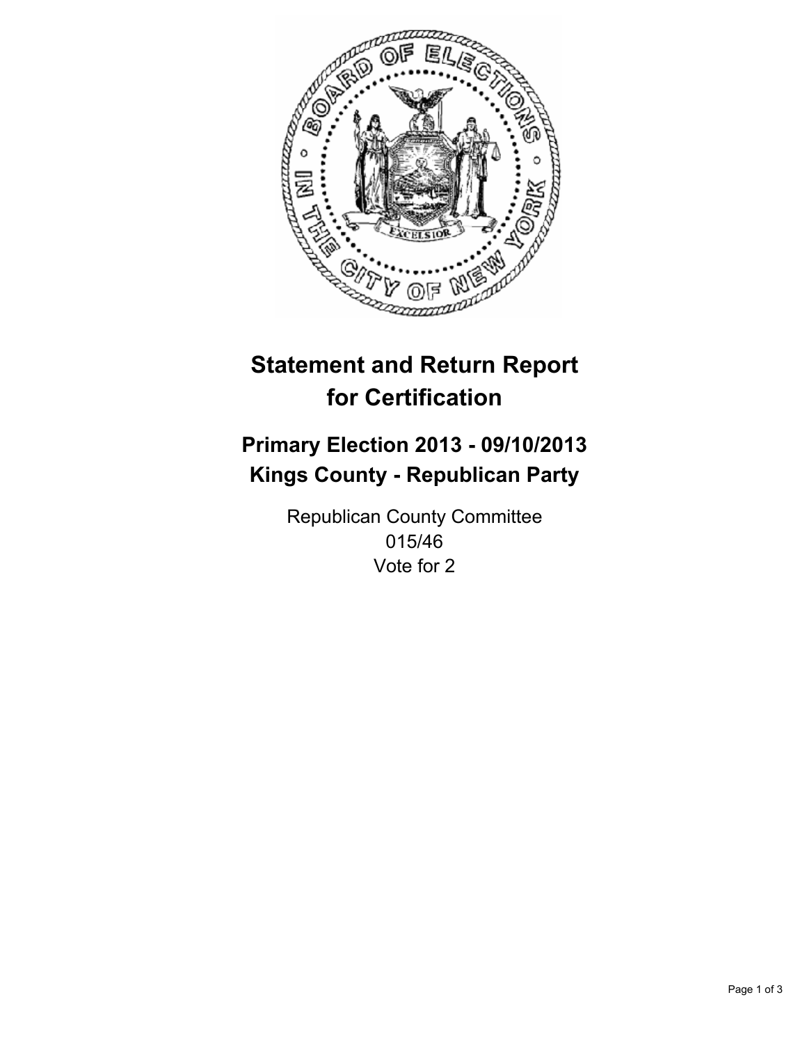# Statement and Return Report for Certification

## Primary Election 2013 - 09/10/2013
## Kings County - Republican Party

Republican County Committee
015/46
Vote for 2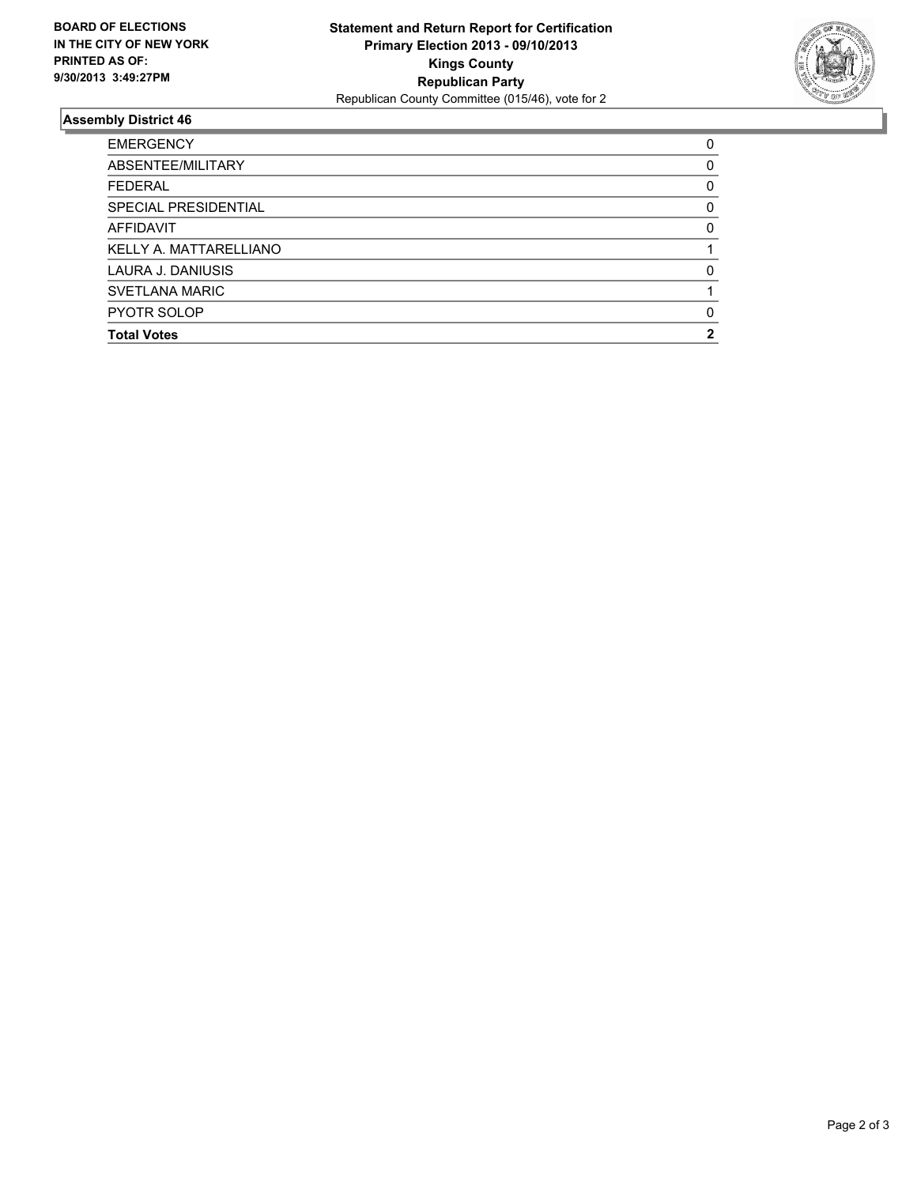**BOARD OF ELECTIONS IN THE CITY OF NEW YORK PRINTED AS OF: 9/30/2013 3:49:27PM**

**Statement and Return Report for Certification**
**Primary Election 2013 - 09/10/2013**
**Kings County**
**Republican Party**
Republican County Committee (015/46), vote for 2

## Assembly District 46

| | |
|---|---|
| EMERGENCY | 0 |
| ABSENTEE/MILITARY | 0 |
| FEDERAL | 0 |
| SPECIAL PRESIDENTIAL | 0 |
| AFFIDAVIT | 0 |
| KELLY A. MATTARELLIANO | 1 |
| LAURA J. DANIUSIS | 0 |
| SVETLANA MARIC | 1 |
| PYOTR SOLOP | 0 |
| **Total Votes** | **2** |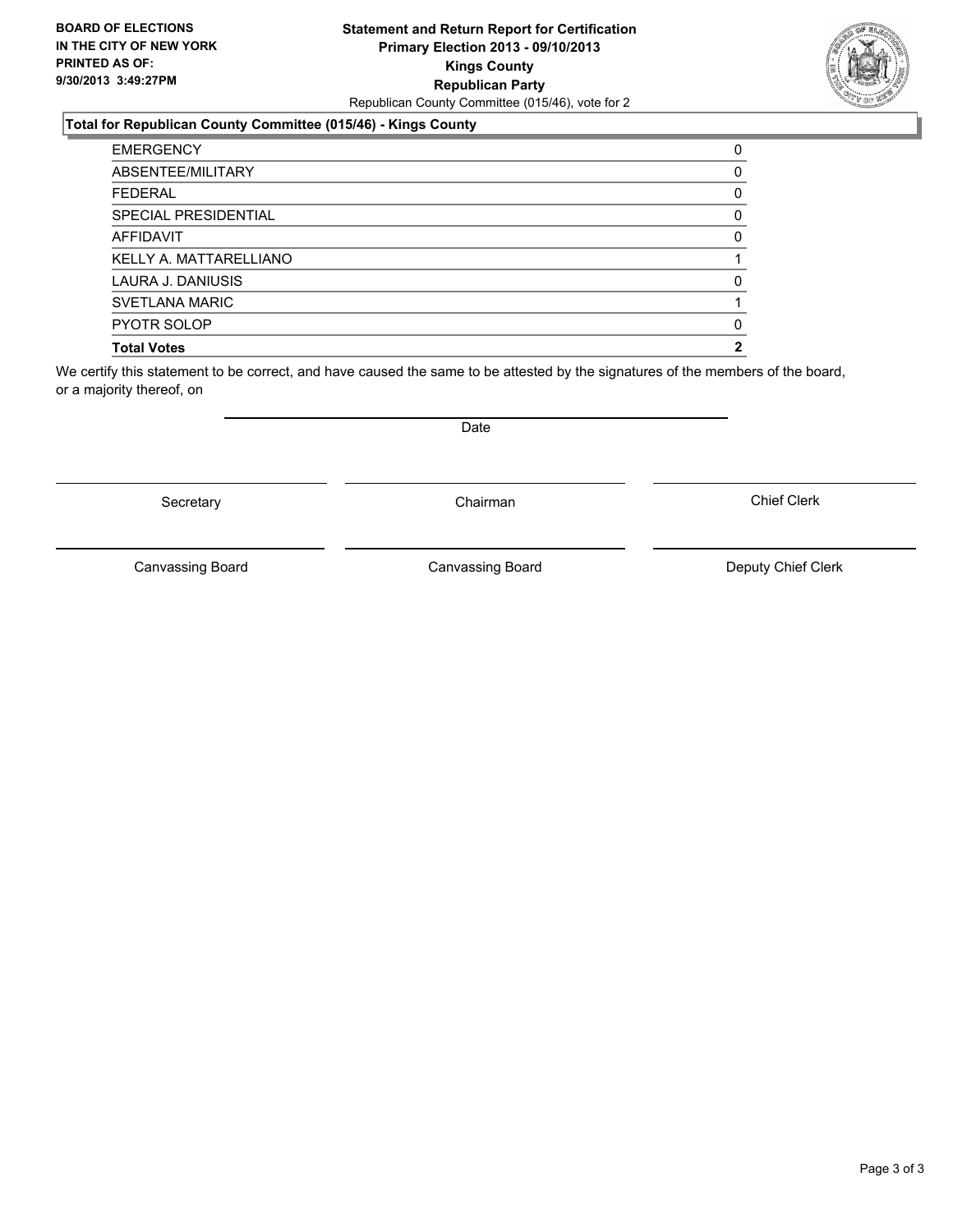**BOARD OF ELECTIONS IN THE CITY OF NEW YORK PRINTED AS OF: 9/30/2013 3:49:27PM**

**Statement and Return Report for Certification**
**Primary Election 2013 - 09/10/2013**
**Kings County**
**Republican Party**
Republican County Committee (015/46), vote for 2

**Total for Republican County Committee (015/46) - Kings County**

| | |
|---|---|
| EMERGENCY | 0 |
| ABSENTEE/MILITARY | 0 |
| FEDERAL | 0 |
| SPECIAL PRESIDENTIAL | 0 |
| AFFIDAVIT | 0 |
| KELLY A. MATTARELLIANO | 1 |
| LAURA J. DANIUSIS | 0 |
| SVETLANA MARIC | 1 |
| PYOTR SOLOP | 0 |
| **Total Votes** | **2** |

We certify this statement to be correct, and have caused the same to be attested by the signatures of the members of the board, or a majority thereof, on

Date

Secretary

Chairman

Chief Clerk

Canvassing Board

Canvassing Board

Deputy Chief Clerk